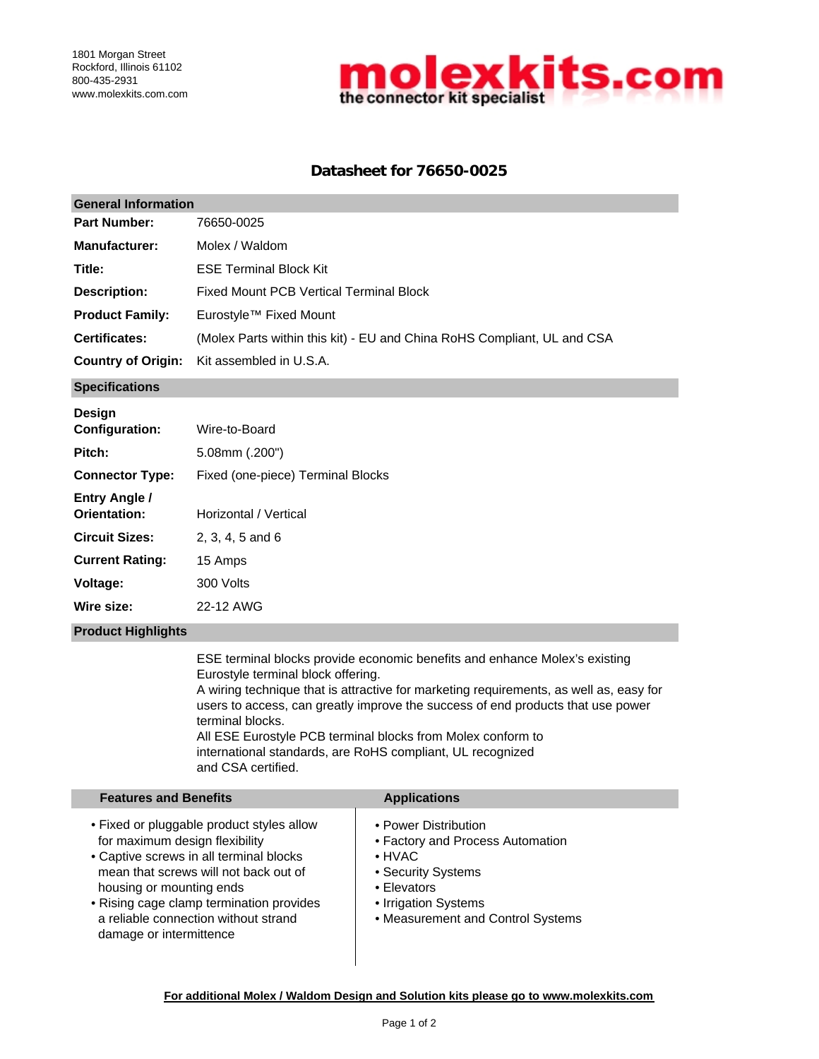1801 Morgan Street
Rockford, Illinois 61102
800-435-2931
www.molexkits.com.com

**molexkits.com**
**the connector kit specialist**

# Datasheet for 76650-0025

## General Information

| | |
|---|---|
| **Part Number:** | 76650-0025 |
| **Manufacturer:** | Molex / Waldom |
| **Title:** | ESE Terminal Block Kit |
| **Description:** | Fixed Mount PCB Vertical Terminal Block |
| **Product Family:** | Eurostyle™ Fixed Mount |
| **Certificates:** | (Molex Parts within this kit) - EU and China RoHS Compliant, UL and CSA |
| **Country of Origin:** | Kit assembled in U.S.A. |

## Specifications

| | |
|---|---|
| **Design Configuration:** | Wire-to-Board |
| **Pitch:** | 5.08mm (.200") |
| **Connector Type:** | Fixed (one-piece) Terminal Blocks |
| **Entry Angle / Orientation:** | Horizontal / Vertical |
| **Circuit Sizes:** | 2, 3, 4, 5 and 6 |
| **Current Rating:** | 15 Amps |
| **Voltage:** | 300 Volts |
| **Wire size:** | 22-12 AWG |

## Product Highlights

ESE terminal blocks provide economic benefits and enhance Molex's existing Eurostyle terminal block offering.
A wiring technique that is attractive for marketing requirements, as well as, easy for users to access, can greatly improve the success of end products that use power terminal blocks.
All ESE Eurostyle PCB terminal blocks from Molex conform to international standards, are RoHS compliant, UL recognized and CSA certified.

## Features and Benefits

- Fixed or pluggable product styles allow for maximum design flexibility
- Captive screws in all terminal blocks mean that screws will not back out of housing or mounting ends
- Rising cage clamp termination provides a reliable connection without strand damage or intermittence

## Applications

- Power Distribution
- Factory and Process Automation
- HVAC
- Security Systems
- Elevators
- Irrigation Systems
- Measurement and Control Systems

**For additional Molex / Waldom Design and Solution kits please go to www.molexkits.com**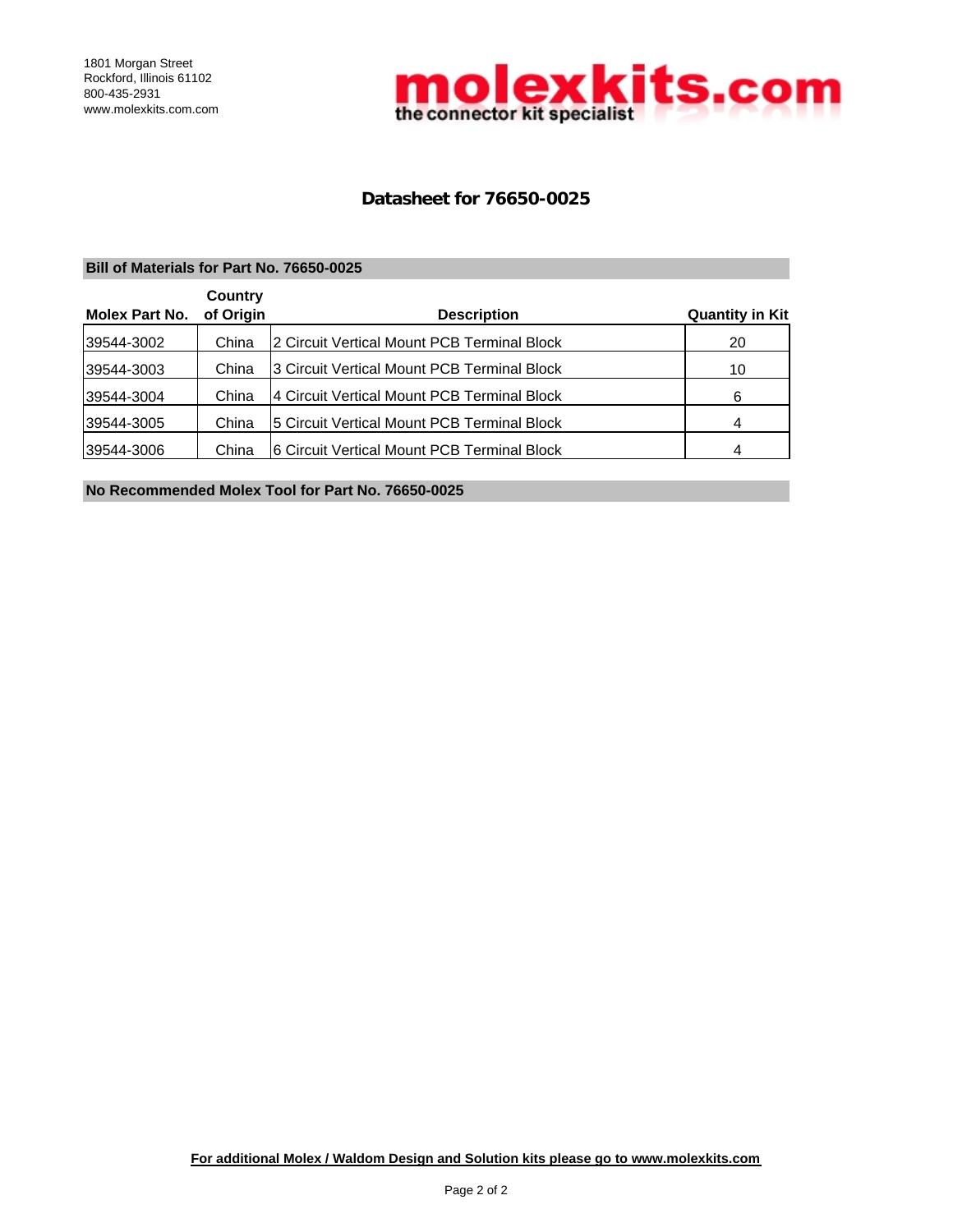1801 Morgan Street
Rockford, Illinois 61102
800-435-2931
www.molexkits.com.com

**molexkits.com**
**the connector kit specialist**

## Datasheet for 76650-0025

**Bill of Materials for Part No. 76650-0025**

| Molex Part No. | Country of Origin | Description | Quantity in Kit |
|---|---|---|---|
| 39544-3002 | China | 2 Circuit Vertical Mount PCB Terminal Block | 20 |
| 39544-3003 | China | 3 Circuit Vertical Mount PCB Terminal Block | 10 |
| 39544-3004 | China | 4 Circuit Vertical Mount PCB Terminal Block | 6 |
| 39544-3005 | China | 5 Circuit Vertical Mount PCB Terminal Block | 4 |
| 39544-3006 | China | 6 Circuit Vertical Mount PCB Terminal Block | 4 |

**No Recommended Molex Tool for Part No. 76650-0025**

**For additional Molex / Waldom Design and Solution kits please go to www.molexkits.com**